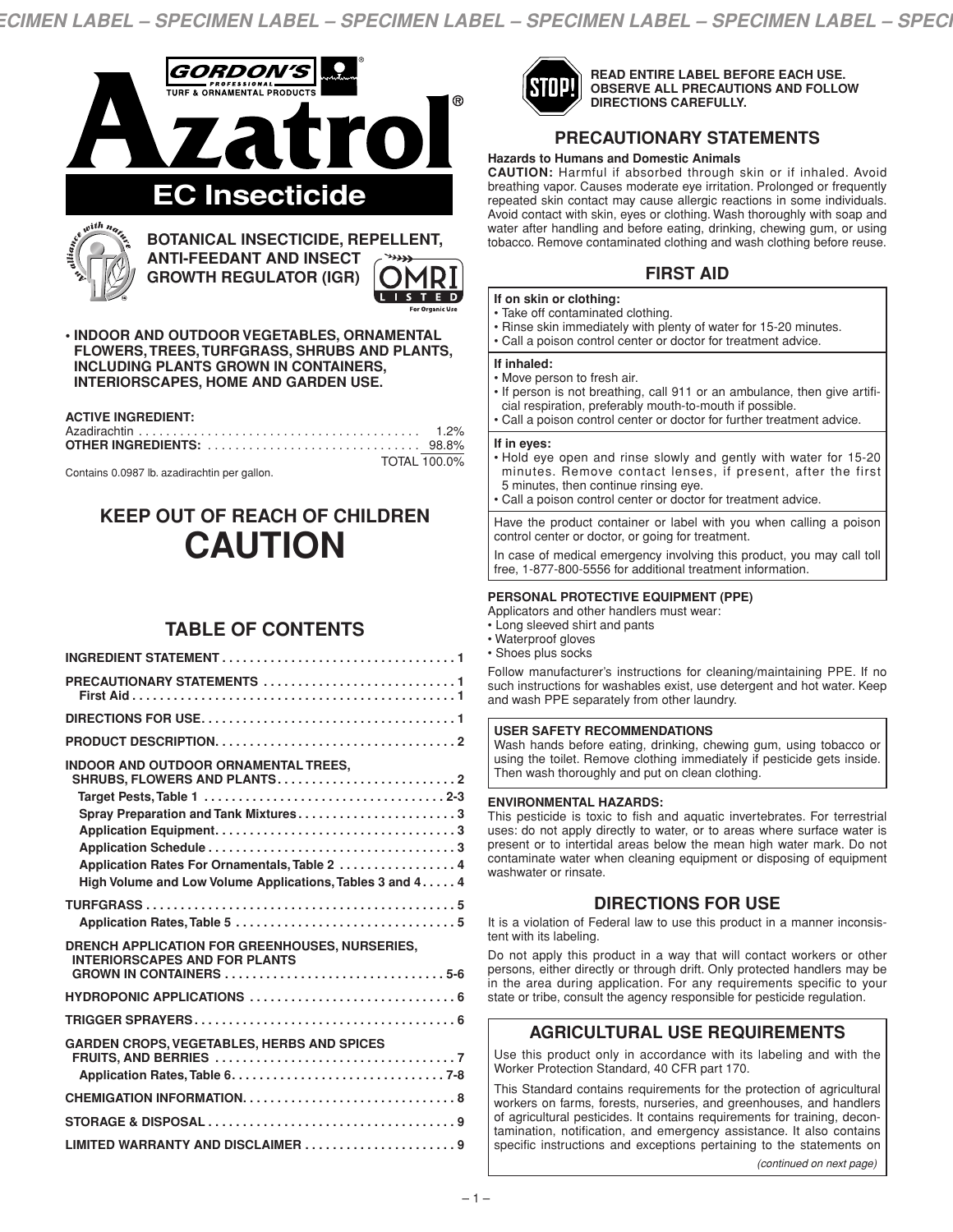GORDON'S® PROFESSIONAL TURF & ORNAMENTAL PRODUCTS

# Azatrol®

## EC Insecticide

**BOTANICAL INSECTICIDE, REPELLENT, ANTI-FEEDANT AND INSECT GROWTH REGULATOR (IGR)**

OMRI LISTED For Organic Use

- **INDOOR AND OUTDOOR VEGETABLES, ORNAMENTAL FLOWERS, TREES, TURFGRASS, SHRUBS AND PLANTS, INCLUDING PLANTS GROWN IN CONTAINERS, INTERIORSCAPES, HOME AND GARDEN USE.**

**ACTIVE INGREDIENT:**

| | |
|---|---|
| Azadirachtin | 1.2% |
| **OTHER INGREDIENTS:** | 98.8% |
| | TOTAL 100.0% |

Contains 0.0987 lb. azadirachtin per gallon.

## KEEP OUT OF REACH OF CHILDREN
# CAUTION

## TABLE OF CONTENTS

- **INGREDIENT STATEMENT** .... 1
- **PRECAUTIONARY STATEMENTS** .... 1
  - **First Aid** .... 1
- **DIRECTIONS FOR USE** .... 1
- **PRODUCT DESCRIPTION** .... 2
- **INDOOR AND OUTDOOR ORNAMENTAL TREES, SHRUBS, FLOWERS AND PLANTS** .... 2
  - **Target Pests, Table 1** .... 2-3
  - **Spray Preparation and Tank Mixtures** .... 3
  - **Application Equipment** .... 3
  - **Application Schedule** .... 3
  - **Application Rates For Ornamentals, Table 2** .... 4
  - **High Volume and Low Volume Applications, Tables 3 and 4** .... 4
- **TURFGRASS** .... 5
  - **Application Rates, Table 5** .... 5
- **DRENCH APPLICATION FOR GREENHOUSES, NURSERIES, INTERIORSCAPES AND FOR PLANTS GROWN IN CONTAINERS** .... 5-6
- **HYDROPONIC APPLICATIONS** .... 6
- **TRIGGER SPRAYERS** .... 6
- **GARDEN CROPS, VEGETABLES, HERBS AND SPICES FRUITS, AND BERRIES** .... 7
  - **Application Rates, Table 6** .... 7-8
- **CHEMIGATION INFORMATION** .... 8
- **STORAGE & DISPOSAL** .... 9
- **LIMITED WARRANTY AND DISCLAIMER** .... 9

**STOP! READ ENTIRE LABEL BEFORE EACH USE. OBSERVE ALL PRECAUTIONS AND FOLLOW DIRECTIONS CAREFULLY.**

## PRECAUTIONARY STATEMENTS

**Hazards to Humans and Domestic Animals**

**CAUTION:** Harmful if absorbed through skin or if inhaled. Avoid breathing vapor. Causes moderate eye irritation. Prolonged or frequently repeated skin contact may cause allergic reactions in some individuals. Avoid contact with skin, eyes or clothing. Wash thoroughly with soap and water after handling and before eating, drinking, chewing gum, or using tobacco. Remove contaminated clothing and wash clothing before reuse.

## FIRST AID

**If on skin or clothing:**
- Take off contaminated clothing.
- Rinse skin immediately with plenty of water for 15-20 minutes.
- Call a poison control center or doctor for treatment advice.

**If inhaled:**
- Move person to fresh air.
- If person is not breathing, call 911 or an ambulance, then give artificial respiration, preferably mouth-to-mouth if possible.
- Call a poison control center or doctor for further treatment advice.

**If in eyes:**
- Hold eye open and rinse slowly and gently with water for 15-20 minutes. Remove contact lenses, if present, after the first 5 minutes, then continue rinsing eye.
- Call a poison control center or doctor for treatment advice.

Have the product container or label with you when calling a poison control center or doctor, or going for treatment.

In case of medical emergency involving this product, you may call toll free, 1-877-800-5556 for additional treatment information.

**PERSONAL PROTECTIVE EQUIPMENT (PPE)**

Applicators and other handlers must wear:
- Long sleeved shirt and pants
- Waterproof gloves
- Shoes plus socks

Follow manufacturer's instructions for cleaning/maintaining PPE. If no such instructions for washables exist, use detergent and hot water. Keep and wash PPE separately from other laundry.

**USER SAFETY RECOMMENDATIONS**

Wash hands before eating, drinking, chewing gum, using tobacco or using the toilet. Remove clothing immediately if pesticide gets inside. Then wash thoroughly and put on clean clothing.

**ENVIRONMENTAL HAZARDS:**

This pesticide is toxic to fish and aquatic invertebrates. For terrestrial uses: do not apply directly to water, or to areas where surface water is present or to intertidal areas below the mean high water mark. Do not contaminate water when cleaning equipment or disposing of equipment washwater or rinsate.

## DIRECTIONS FOR USE

It is a violation of Federal law to use this product in a manner inconsistent with its labeling.

Do not apply this product in a way that will contact workers or other persons, either directly or through drift. Only protected handlers may be in the area during application. For any requirements specific to your state or tribe, consult the agency responsible for pesticide regulation.

## AGRICULTURAL USE REQUIREMENTS

Use this product only in accordance with its labeling and with the Worker Protection Standard, 40 CFR part 170.

This Standard contains requirements for the protection of agricultural workers on farms, forests, nurseries, and greenhouses, and handlers of agricultural pesticides. It contains requirements for training, decontamination, notification, and emergency assistance. It also contains specific instructions and exceptions pertaining to the statements on

*(continued on next page)*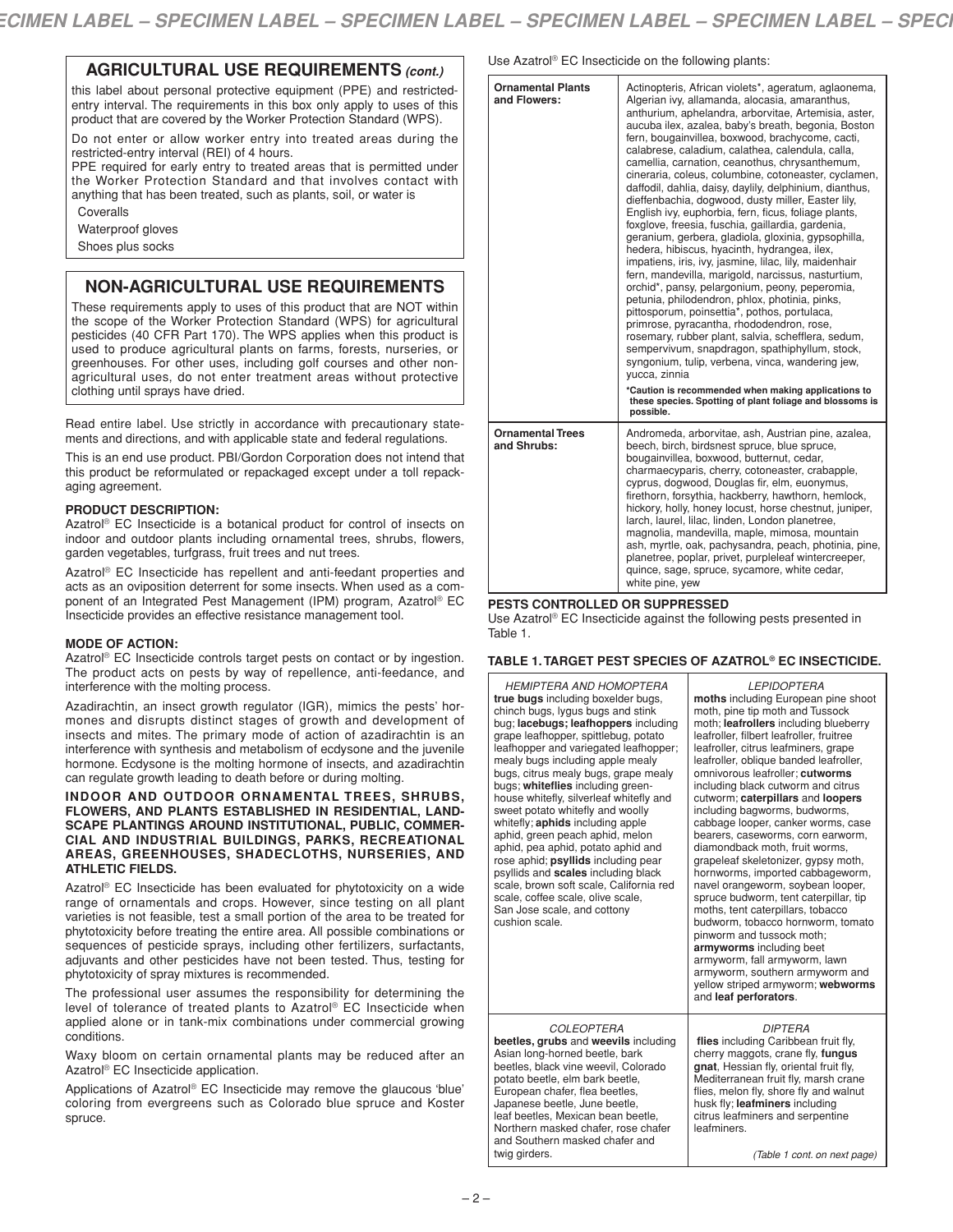## AGRICULTURAL USE REQUIREMENTS *(cont.)*

this label about personal protective equipment (PPE) and restricted-entry interval. The requirements in this box only apply to uses of this product that are covered by the Worker Protection Standard (WPS).

Do not enter or allow worker entry into treated areas during the restricted-entry interval (REI) of 4 hours.

PPE required for early entry to treated areas that is permitted under the Worker Protection Standard and that involves contact with anything that has been treated, such as plants, soil, or water is

Coveralls
Waterproof gloves
Shoes plus socks

## NON-AGRICULTURAL USE REQUIREMENTS

These requirements apply to uses of this product that are NOT within the scope of the Worker Protection Standard (WPS) for agricultural pesticides (40 CFR Part 170). The WPS applies when this product is used to produce agricultural plants on farms, forests, nurseries, or greenhouses. For other uses, including golf courses and other non-agricultural uses, do not enter treatment areas without protective clothing until sprays have dried.

Read entire label. Use strictly in accordance with precautionary statements and directions, and with applicable state and federal regulations.

This is an end use product. PBI/Gordon Corporation does not intend that this product be reformulated or repackaged except under a toll repackaging agreement.

**PRODUCT DESCRIPTION:**
Azatrol® EC Insecticide is a botanical product for control of insects on indoor and outdoor plants including ornamental trees, shrubs, flowers, garden vegetables, turfgrass, fruit trees and nut trees.

Azatrol® EC Insecticide has repellent and anti-feedant properties and acts as an oviposition deterrent for some insects. When used as a component of an Integrated Pest Management (IPM) program, Azatrol® EC Insecticide provides an effective resistance management tool.

**MODE OF ACTION:**
Azatrol® EC Insecticide controls target pests on contact or by ingestion. The product acts on pests by way of repellence, anti-feedance, and interference with the molting process.

Azadirachtin, an insect growth regulator (IGR), mimics the pests' hormones and disrupts distinct stages of growth and development of insects and mites. The primary mode of action of azadirachtin is an interference with synthesis and metabolism of ecdysone and the juvenile hormone. Ecdysone is the molting hormone of insects, and azadirachtin can regulate growth leading to death before or during molting.

**INDOOR AND OUTDOOR ORNAMENTAL TREES, SHRUBS, FLOWERS, AND PLANTS ESTABLISHED IN RESIDENTIAL, LANDSCAPE PLANTINGS AROUND INSTITUTIONAL, PUBLIC, COMMERCIAL AND INDUSTRIAL BUILDINGS, PARKS, RECREATIONAL AREAS, GREENHOUSES, SHADECLOTHS, NURSERIES, AND ATHLETIC FIELDS.**

Azatrol® EC Insecticide has been evaluated for phytotoxicity on a wide range of ornamentals and crops. However, since testing on all plant varieties is not feasible, test a small portion of the area to be treated for phytotoxicity before treating the entire area. All possible combinations or sequences of pesticide sprays, including other fertilizers, surfactants, adjuvants and other pesticides have not been tested. Thus, testing for phytotoxicity of spray mixtures is recommended.

The professional user assumes the responsibility for determining the level of tolerance of treated plants to Azatrol® EC Insecticide when applied alone or in tank-mix combinations under commercial growing conditions.

Waxy bloom on certain ornamental plants may be reduced after an Azatrol® EC Insecticide application.

Applications of Azatrol® EC Insecticide may remove the glaucous 'blue' coloring from evergreens such as Colorado blue spruce and Koster spruce.

Use Azatrol® EC Insecticide on the following plants:

| | |
|---|---|
| **Ornamental Plants and Flowers:** | Actinopteris, African violets*, ageratum, aglaonema, Algerian ivy, allamanda, alocasia, amaranthus, anthurium, aphelandra, arborvitae, Artemisia, aster, aucuba ilex, azalea, baby's breath, begonia, Boston fern, bougainvillea, boxwood, brachycome, cacti, calabrese, caladium, calathea, calendula, calla, camellia, carnation, ceanothus, chrysanthemum, cineraria, coleus, columbine, cotoneaster, cyclamen, daffodil, dahlia, daisy, daylily, delphinium, dianthus, dieffenbachia, dogwood, dusty miller, Easter lily, English ivy, euphorbia, fern, ficus, foliage plants, foxglove, freesia, fuschia, gaillardia, gardenia, geranium, gerbera, gladiola, gloxinia, gypsophilla, hedera, hibiscus, hyacinth, hydrangea, ilex, impatiens, iris, ivy, jasmine, lilac, lily, maidenhair fern, mandevilla, marigold, narcissus, nasturtium, orchid*, pansy, pelargonium, peony, peperomia, petunia, philodendron, phlox, photinia, pinks, pittosporum, poinsettia*, pothos, portulaca, primrose, pyracantha, rhododendron, rose, rosemary, rubber plant, salvia, schefflera, sedum, sempervivum, snapdragon, spathiphyllum, stock, syngonium, tulip, verbena, vinca, wandering jew, yucca, zinnia<br>**\*Caution is recommended when making applications to these species. Spotting of plant foliage and blossoms is possible.** |
| **Ornamental Trees and Shrubs:** | Andromeda, arborvitae, ash, Austrian pine, azalea, beech, birch, birdsnest spruce, blue spruce, bougainvillea, boxwood, butternut, cedar, charmaecyparis, cherry, cotoneaster, crabapple, cyprus, dogwood, Douglas fir, elm, euonymus, firethorn, forsythia, hackberry, hawthorn, hemlock, hickory, holly, honey locust, horse chestnut, juniper, larch, laurel, lilac, linden, London planetree, magnolia, mandevilla, maple, mimosa, mountain ash, myrtle, oak, pachysandra, peach, photinia, pine, planetree, poplar, privet, purpleleaf wintercreeper, quince, sage, spruce, sycamore, white cedar, white pine, yew |

**PESTS CONTROLLED OR SUPPRESSED**
Use Azatrol® EC Insecticide against the following pests presented in Table 1.

**TABLE 1. TARGET PEST SPECIES OF AZATROL® EC INSECTICIDE.**

| | |
|---|---|
| *HEMIPTERA AND HOMOPTERA*<br>**true bugs** including boxelder bugs, chinch bugs, lygus bugs and stink bug; **lacebugs; leafhoppers** including grape leafhopper, spittlebug, potato leafhopper and variegated leafhopper; mealy bugs including apple mealy bugs, citrus mealy bugs, grape mealy bugs; **whiteflies** including greenhouse whitefly, silverleaf whitefly and sweet potato whitefly and woolly whitefly; **aphids** including apple aphid, green peach aphid, melon aphid, pea aphid, potato aphid and rose aphid; **psyllids** including pear psyllids and **scales** including black scale, brown soft scale, California red scale, coffee scale, olive scale, San Jose scale, and cottony cushion scale. | *LEPIDOPTERA*<br>**moths** including European pine shoot moth, pine tip moth and Tussock moth; **leafrollers** including blueberry leafroller, filbert leafroller, fruitree leafroller, citrus leafminers, grape leafroller, oblique banded leafroller, omnivorous leafroller; **cutworms** including black cutworm and citrus cutworm; **caterpillars** and **loopers** including bagworms, budworms, cabbage looper, canker worms, case bearers, caseworms, corn earworm, diamondback moth, fruit worms, grapeleaf skeletonizer, gypsy moth, hornworms, imported cabbageworm, navel orangeworm, soybean looper, spruce budworm, tent caterpillar, tip moths, tent caterpillars, tobacco budworm, tobacco hornworm, tomato pinworm and tussock moth; **armyworms** including beet armyworm, fall armyworm, lawn armyworm, southern armyworm and yellow striped armyworm; **webworms** and **leaf perforators**. |
| *COLEOPTERA*<br>**beetles, grubs** and **weevils** including Asian long-horned beetle, bark beetles, black vine weevil, Colorado potato beetle, elm bark beetle, European chafer, flea beetles, Japanese beetle, June beetle, leaf beetles, Mexican bean beetle, Northern masked chafer, rose chafer and Southern masked chafer and twig girders. | *DIPTERA*<br>**flies** including Caribbean fruit fly, cherry maggots, crane fly, **fungus gnat**, Hessian fly, oriental fruit fly, Mediterranean fruit fly, marsh crane flies, melon fly, shore fly and walnut husk fly; **leafminers** including citrus leafminers and serpentine leafminers.<br>*(Table 1 cont. on next page)* |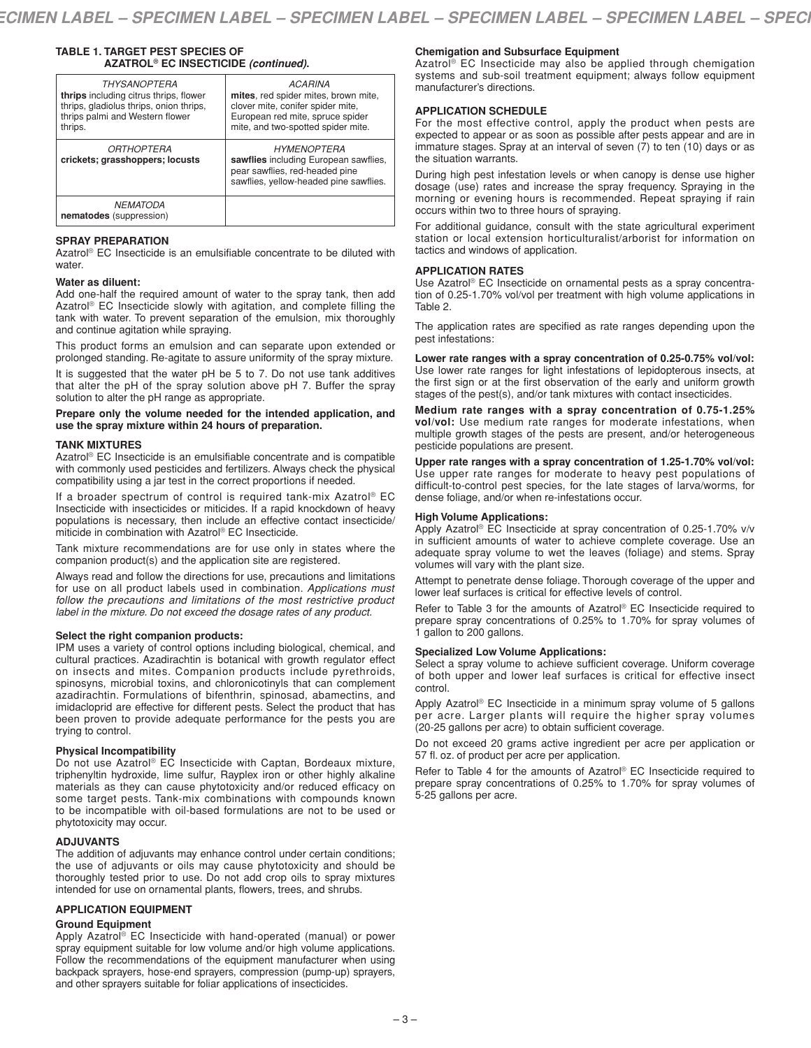**TABLE 1. TARGET PEST SPECIES OF AZATROL® EC INSECTICIDE *(continued)*.**

| | |
|---|---|
| *THYSANOPTERA*<br>**thrips** including citrus thrips, flower thrips, gladiolus thrips, onion thrips, thrips palmi and Western flower thrips. | *ACARINA*<br>**mites**, red spider mites, brown mite, clover mite, conifer spider mite, European red mite, spruce spider mite, and two-spotted spider mite. |
| *ORTHOPTERA*<br>**crickets; grasshoppers; locusts** | *HYMENOPTERA*<br>**sawflies** including European sawflies, pear sawflies, red-headed pine sawflies, yellow-headed pine sawflies. |
| *NEMATODA*<br>**nematodes** (suppression) | |

## SPRAY PREPARATION

Azatrol® EC Insecticide is an emulsifiable concentrate to be diluted with water.

**Water as diluent:**

Add one-half the required amount of water to the spray tank, then add Azatrol® EC Insecticide slowly with agitation, and complete filling the tank with water. To prevent separation of the emulsion, mix thoroughly and continue agitation while spraying.

This product forms an emulsion and can separate upon extended or prolonged standing. Re-agitate to assure uniformity of the spray mixture.

It is suggested that the water pH be 5 to 7. Do not use tank additives that alter the pH of the spray solution above pH 7. Buffer the spray solution to alter the pH range as appropriate.

**Prepare only the volume needed for the intended application, and use the spray mixture within 24 hours of preparation.**

## TANK MIXTURES

Azatrol® EC Insecticide is an emulsifiable concentrate and is compatible with commonly used pesticides and fertilizers. Always check the physical compatibility using a jar test in the correct proportions if needed.

If a broader spectrum of control is required tank-mix Azatrol® EC Insecticide with insecticides or miticides. If a rapid knockdown of heavy populations is necessary, then include an effective contact insecticide/miticide in combination with Azatrol® EC Insecticide.

Tank mixture recommendations are for use only in states where the companion product(s) and the application site are registered.

Always read and follow the directions for use, precautions and limitations for use on all product labels used in combination. *Applications must follow the precautions and limitations of the most restrictive product label in the mixture. Do not exceed the dosage rates of any product.*

**Select the right companion products:**

IPM uses a variety of control options including biological, chemical, and cultural practices. Azadirachtin is botanical with growth regulator effect on insects and mites. Companion products include pyrethroids, spinosyns, microbial toxins, and chloronicotinyls that can complement azadirachtin. Formulations of bifenthrin, spinosad, abamectins, and imidacloprid are effective for different pests. Select the product that has been proven to provide adequate performance for the pests you are trying to control.

**Physical Incompatibility**

Do not use Azatrol® EC Insecticide with Captan, Bordeaux mixture, triphenyltin hydroxide, lime sulfur, Rayplex iron or other highly alkaline materials as they can cause phytotoxicity and/or reduced efficacy on some target pests. Tank-mix combinations with compounds known to be incompatible with oil-based formulations are not to be used or phytotoxicity may occur.

## ADJUVANTS

The addition of adjuvants may enhance control under certain conditions; the use of adjuvants or oils may cause phytotoxicity and should be thoroughly tested prior to use. Do not add crop oils to spray mixtures intended for use on ornamental plants, flowers, trees, and shrubs.

## APPLICATION EQUIPMENT

**Ground Equipment**

Apply Azatrol® EC Insecticide with hand-operated (manual) or power spray equipment suitable for low volume and/or high volume applications. Follow the recommendations of the equipment manufacturer when using backpack sprayers, hose-end sprayers, compression (pump-up) sprayers, and other sprayers suitable for foliar applications of insecticides.

**Chemigation and Subsurface Equipment**

Azatrol® EC Insecticide may also be applied through chemigation systems and sub-soil treatment equipment; always follow equipment manufacturer's directions.

## APPLICATION SCHEDULE

For the most effective control, apply the product when pests are expected to appear or as soon as possible after pests appear and are in immature stages. Spray at an interval of seven (7) to ten (10) days or as the situation warrants.

During high pest infestation levels or when canopy is dense use higher dosage (use) rates and increase the spray frequency. Spraying in the morning or evening hours is recommended. Repeat spraying if rain occurs within two to three hours of spraying.

For additional guidance, consult with the state agricultural experiment station or local extension horticulturalist/arborist for information on tactics and windows of application.

## APPLICATION RATES

Use Azatrol® EC Insecticide on ornamental pests as a spray concentration of 0.25-1.70% vol/vol per treatment with high volume applications in Table 2.

The application rates are specified as rate ranges depending upon the pest infestations:

**Lower rate ranges with a spray concentration of 0.25-0.75% vol/vol:** Use lower rate ranges for light infestations of lepidopterous insects, at the first sign or at the first observation of the early and uniform growth stages of the pest(s), and/or tank mixtures with contact insecticides.

**Medium rate ranges with a spray concentration of 0.75-1.25% vol/vol:** Use medium rate ranges for moderate infestations, when multiple growth stages of the pests are present, and/or heterogeneous pesticide populations are present.

**Upper rate ranges with a spray concentration of 1.25-1.70% vol/vol:** Use upper rate ranges for moderate to heavy pest populations of difficult-to-control pest species, for the late stages of larva/worms, for dense foliage, and/or when re-infestations occur.

**High Volume Applications:**

Apply Azatrol® EC Insecticide at spray concentration of 0.25-1.70% v/v in sufficient amounts of water to achieve complete coverage. Use an adequate spray volume to wet the leaves (foliage) and stems. Spray volumes will vary with the plant size.

Attempt to penetrate dense foliage. Thorough coverage of the upper and lower leaf surfaces is critical for effective levels of control.

Refer to Table 3 for the amounts of Azatrol® EC Insecticide required to prepare spray concentrations of 0.25% to 1.70% for spray volumes of 1 gallon to 200 gallons.

**Specialized Low Volume Applications:**

Select a spray volume to achieve sufficient coverage. Uniform coverage of both upper and lower leaf surfaces is critical for effective insect control.

Apply Azatrol® EC Insecticide in a minimum spray volume of 5 gallons per acre. Larger plants will require the higher spray volumes (20-25 gallons per acre) to obtain sufficient coverage.

Do not exceed 20 grams active ingredient per acre per application or 57 fl. oz. of product per acre per application.

Refer to Table 4 for the amounts of Azatrol® EC Insecticide required to prepare spray concentrations of 0.25% to 1.70% for spray volumes of 5-25 gallons per acre.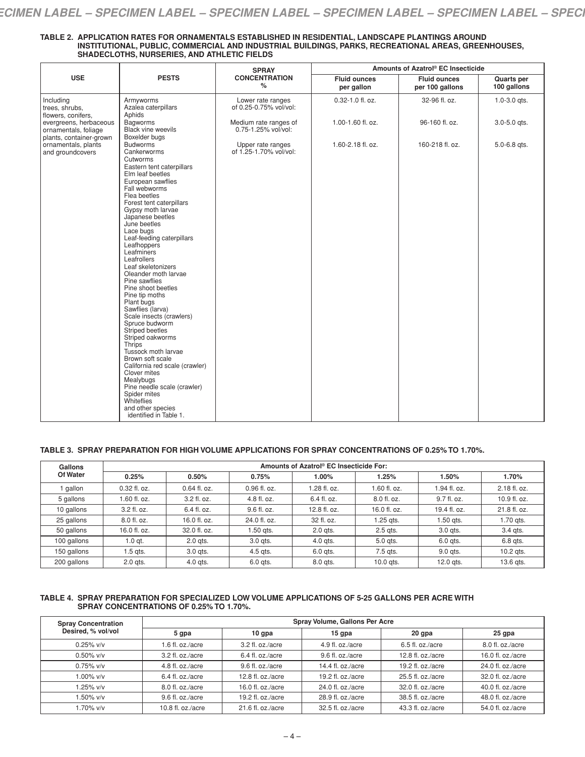**TABLE 2. APPLICATION RATES FOR ORNAMENTALS ESTABLISHED IN RESIDENTIAL, LANDSCAPE PLANTINGS AROUND INSTITUTIONAL, PUBLIC, COMMERCIAL AND INDUSTRIAL BUILDINGS, PARKS, RECREATIONAL AREAS, GREENHOUSES, SHADECLOTHS, NURSERIES, AND ATHLETIC FIELDS**

| USE | PESTS | SPRAY CONCENTRATION % | Amounts of Azatrol® EC Insecticide | | |
|---|---|---|---|---|---|
| | | | Fluid ounces per gallon | Fluid ounces per 100 gallons | Quarts per 100 gallons |
| Including trees, shrubs, flowers, conifers, evergreens, herbaceous ornamentals, foliage plants, container-grown ornamentals, plants and groundcovers | Armyworms<br>Azalea caterpillars<br>Aphids<br>Bagworms<br>Black vine weevils<br>Boxelder bugs<br>Budworms<br>Cankerworms<br>Cutworms<br>Eastern tent caterpillars<br>Elm leaf beetles<br>European sawflies<br>Fall webworms<br>Flea beetles<br>Forest tent caterpillars<br>Gypsy moth larvae<br>Japanese beetles<br>June beetles<br>Lace bugs<br>Leaf-feeding caterpillars<br>Leafhoppers<br>Leafminers<br>Leafrollers<br>Leaf skeletonizers<br>Oleander moth larvae<br>Pine sawflies<br>Pine shoot beetles<br>Pine tip moths<br>Plant bugs<br>Sawflies (larva)<br>Scale insects (crawlers)<br>Spruce budworm<br>Striped beetles<br>Striped oakworms<br>Thrips<br>Tussock moth larvae<br>Brown soft scale<br>California red scale (crawler)<br>Clover mites<br>Mealybugs<br>Pine needle scale (crawler)<br>Spider mites<br>Whiteflies<br>and other species identified in Table 1. | Lower rate ranges of 0.25-0.75% vol/vol:<br>Medium rate ranges of 0.75-1.25% vol/vol:<br>Upper rate ranges of 1.25-1.70% vol/vol: | 0.32-1.0 fl. oz.<br>1.00-1.60 fl. oz.<br>1.60-2.18 fl. oz. | 32-96 fl. oz.<br>96-160 fl. oz.<br>160-218 fl. oz. | 1.0-3.0 qts.<br>3.0-5.0 qts.<br>5.0-6.8 qts. |

**TABLE 3. SPRAY PREPARATION FOR HIGH VOLUME APPLICATIONS FOR SPRAY CONCENTRATIONS OF 0.25% TO 1.70%.**

| Gallons Of Water | Amounts of Azatrol® EC Insecticide For: | | | | | | |
|---|---|---|---|---|---|---|---|
| | 0.25% | 0.50% | 0.75% | 1.00% | 1.25% | 1.50% | 1.70% |
| 1 gallon | 0.32 fl. oz. | 0.64 fl. oz. | 0.96 fl. oz. | 1.28 fl. oz. | 1.60 fl. oz. | 1.94 fl. oz. | 2.18 fl. oz. |
| 5 gallons | 1.60 fl. oz. | 3.2 fl. oz. | 4.8 fl. oz. | 6.4 fl. oz. | 8.0 fl. oz. | 9.7 fl. oz. | 10.9 fl. oz. |
| 10 gallons | 3.2 fl. oz. | 6.4 fl. oz. | 9.6 fl. oz. | 12.8 fl. oz. | 16.0 fl. oz. | 19.4 fl. oz. | 21.8 fl. oz. |
| 25 gallons | 8.0 fl. oz. | 16.0 fl. oz. | 24.0 fl. oz. | 32 fl. oz. | 1.25 qts. | 1.50 qts. | 1.70 qts. |
| 50 gallons | 16.0 fl. oz. | 32.0 fl. oz. | 1.50 qts. | 2.0 qts. | 2.5 qts. | 3.0 qts. | 3.4 qts. |
| 100 gallons | 1.0 qt. | 2.0 qts. | 3.0 qts. | 4.0 qts. | 5.0 qts. | 6.0 qts. | 6.8 qts. |
| 150 gallons | 1.5 qts. | 3.0 qts. | 4.5 qts. | 6.0 qts. | 7.5 qts. | 9.0 qts. | 10.2 qts. |
| 200 gallons | 2.0 qts. | 4.0 qts. | 6.0 qts. | 8.0 qts. | 10.0 qts. | 12.0 qts. | 13.6 qts. |

**TABLE 4. SPRAY PREPARATION FOR SPECIALIZED LOW VOLUME APPLICATIONS OF 5-25 GALLONS PER ACRE WITH SPRAY CONCENTRATIONS OF 0.25% TO 1.70%.**

| Spray Concentration Desired, % vol/vol | Spray Volume, Gallons Per Acre | | | | |
|---|---|---|---|---|---|
| | 5 gpa | 10 gpa | 15 gpa | 20 gpa | 25 gpa |
| 0.25% v/v | 1.6 fl. oz./acre | 3.2 fl. oz./acre | 4.9 fl. oz./acre | 6.5 fl. oz./acre | 8.0 fl. oz./acre |
| 0.50% v/v | 3.2 fl. oz./acre | 6.4 fl. oz./acre | 9.6 fl. oz./acre | 12.8 fl. oz./acre | 16.0 fl. oz./acre |
| 0.75% v/v | 4.8 fl. oz./acre | 9.6 fl. oz./acre | 14.4 fl. oz./acre | 19.2 fl. oz./acre | 24.0 fl. oz./acre |
| 1.00% v/v | 6.4 fl. oz./acre | 12.8 fl. oz./acre | 19.2 fl. oz./acre | 25.5 fl. oz./acre | 32.0 fl. oz./acre |
| 1.25% v/v | 8.0 fl. oz./acre | 16.0 fl. oz./acre | 24.0 fl. oz./acre | 32.0 fl. oz./acre | 40.0 fl. oz./acre |
| 1.50% v/v | 9.6 fl. oz./acre | 19.2 fl. oz./acre | 28.9 fl. oz./acre | 38.5 fl. oz./acre | 48.0 fl. oz./acre |
| 1.70% v/v | 10.8 fl. oz./acre | 21.6 fl. oz./acre | 32.5 fl. oz./acre | 43.3 fl. oz./acre | 54.0 fl. oz./acre |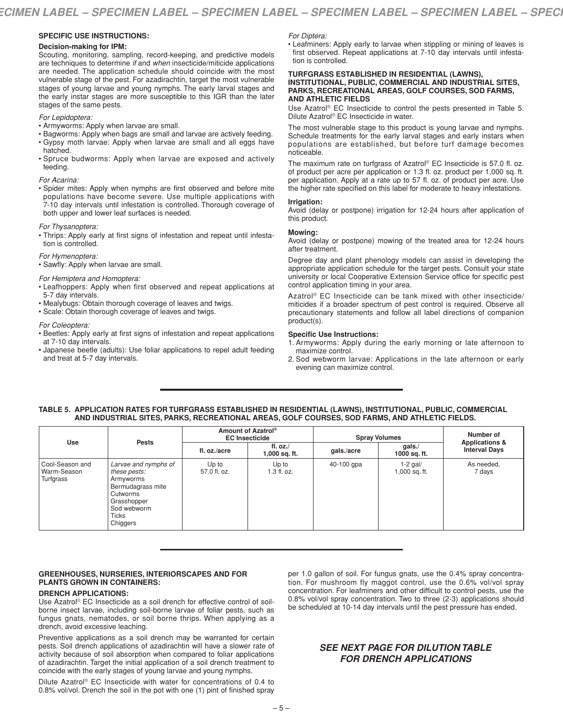**SPECIFIC USE INSTRUCTIONS:**

**Decision-making for IPM:**

Scouting, monitoring, sampling, record-keeping, and predictive models are techniques to determine *if* and *when* insecticide/miticide applications are needed. The application schedule should coincide with the most vulnerable stage of the pest. For azadirachtin, target the most vulnerable stages of young larvae and young nymphs. The early larval stages and the early instar stages are more susceptible to this IGR than the later stages of the same pests.

*For Lepidoptera:*

- Armyworms: Apply when larvae are small.
- Bagworms: Apply when bags are small and larvae are actively feeding.
- Gypsy moth larvae: Apply when larvae are small and all eggs have hatched.
- Spruce budworms: Apply when larvae are exposed and actively feeding.

*For Acarina:*

- Spider mites: Apply when nymphs are first observed and before mite populations have become severe. Use multiple applications with 7-10 day intervals until infestation is controlled. Thorough coverage of both upper and lower leaf surfaces is needed.

*For Thysanoptera:*

- Thrips: Apply early at first signs of infestation and repeat until infestation is controlled.

*For Hymenoptera:*

- Sawfly: Apply when larvae are small.

*For Hemiptera and Homoptera:*

- Leafhoppers: Apply when first observed and repeat applications at 5-7 day intervals.
- Mealybugs: Obtain thorough coverage of leaves and twigs.
- Scale: Obtain thorough coverage of leaves and twigs.

*For Coleoptera:*

- Beetles: Apply early at first signs of infestation and repeat applications at 7-10 day intervals.
- Japanese beetle (adults): Use foliar applications to repel adult feeding and treat at 5-7 day intervals.

*For Diptera:*

- Leafminers: Apply early to larvae when stippling or mining of leaves is first observed. Repeat applications at 7-10 day intervals until infestation is controlled.

**TURFGRASS ESTABLISHED IN RESIDENTIAL (LAWNS), INSTITUTIONAL, PUBLIC, COMMERCIAL AND INDUSTRIAL SITES, PARKS, RECREATIONAL AREAS, GOLF COURSES, SOD FARMS, AND ATHLETIC FIELDS**

Use Azatrol® EC Insecticide to control the pests presented in Table 5. Dilute Azatrol® EC Insecticide in water.

The most vulnerable stage to this product is young larvae and nymphs. Schedule treatments for the early larval stages and early instars when populations are established, but before turf damage becomes noticeable.

The maximum rate on turfgrass of Azatrol® EC Insecticide is 57.0 fl. oz. of product per acre per application or 1.3 fl. oz. product per 1,000 sq. ft. per application. Apply at a rate up to 57 fl. oz. of product per acre. Use the higher rate specified on this label for moderate to heavy infestations.

**Irrigation:**

Avoid (delay or postpone) irrigation for 12-24 hours after application of this product.

**Mowing:**

Avoid (delay or postpone) mowing of the treated area for 12-24 hours after treatment.

Degree day and plant phenology models can assist in developing the appropriate application schedule for the target pests. Consult your state university or local Cooperative Extension Service office for specific pest control application timing in your area.

Azatrol® EC Insecticide can be tank mixed with other insecticide/miticides if a broader spectrum of pest control is required. Observe all precautionary statements and follow all label directions of companion product(s).

**Specific Use Instructions:**

1. Armyworms: Apply during the early morning or late afternoon to maximize control.
2. Sod webworm larvae: Applications in the late afternoon or early evening can maximize control.

**TABLE 5. APPLICATION RATES FOR TURFGRASS ESTABLISHED IN RESIDENTIAL (LAWNS), INSTITUTIONAL, PUBLIC, COMMERCIAL AND INDUSTRIAL SITES, PARKS, RECREATIONAL AREAS, GOLF COURSES, SOD FARMS, AND ATHLETIC FIELDS.**

| Use | Pests | Amount of Azatrol® EC Insecticide | | Spray Volumes | | Number of Applications & Interval Days |
|---|---|---|---|---|---|---|
| | | fl. oz./acre | fl. oz./ 1,000 sq. ft. | gals./acre | gals./ 1000 sq. ft. | |
| Cool-Season and Warm-Season Turfgrass | *Larvae and nymphs of these pests:* Armyworms, Bermudagrass mite, Cutworms, Grasshopper, Sod webworm, Ticks, Chiggers | Up to 57.0 fl. oz. | Up to 1.3 fl. oz. | 40-100 gpa | 1-2 gal/ 1,000 sq. ft. | As needed, 7 days |

**GREENHOUSES, NURSERIES, INTERIORSCAPES AND FOR PLANTS GROWN IN CONTAINERS:**

**DRENCH APPLICATIONS:**

Use Azatrol® EC Insecticide as a soil drench for effective control of soil-borne insect larvae, including soil-borne larvae of foliar pests, such as fungus gnats, nematodes, or soil borne thrips. When applying as a drench, avoid excessive leaching.

Preventive applications as a soil drench may be warranted for certain pests. Soil drench applications of azadirachtin will have a slower rate of activity because of soil absorption when compared to foliar applications of azadirachtin. Target the initial application of a soil drench treatment to coincide with the early stages of young larvae and young nymphs.

Dilute Azatrol® EC Insecticide with water for concentrations of 0.4 to 0.8% vol/vol. Drench the soil in the pot with one (1) pint of finished spray per 1.0 gallon of soil. For fungus gnats, use the 0.4% spray concentration. For mushroom fly maggot control, use the 0.6% vol/vol spray concentration. For leafminers and other difficult to control pests, use the 0.8% vol/vol spray concentration. Two to three (2-3) applications should be scheduled at 10-14 day intervals until the pest pressure has ended.

***SEE NEXT PAGE FOR DILUTION TABLE FOR DRENCH APPLICATIONS***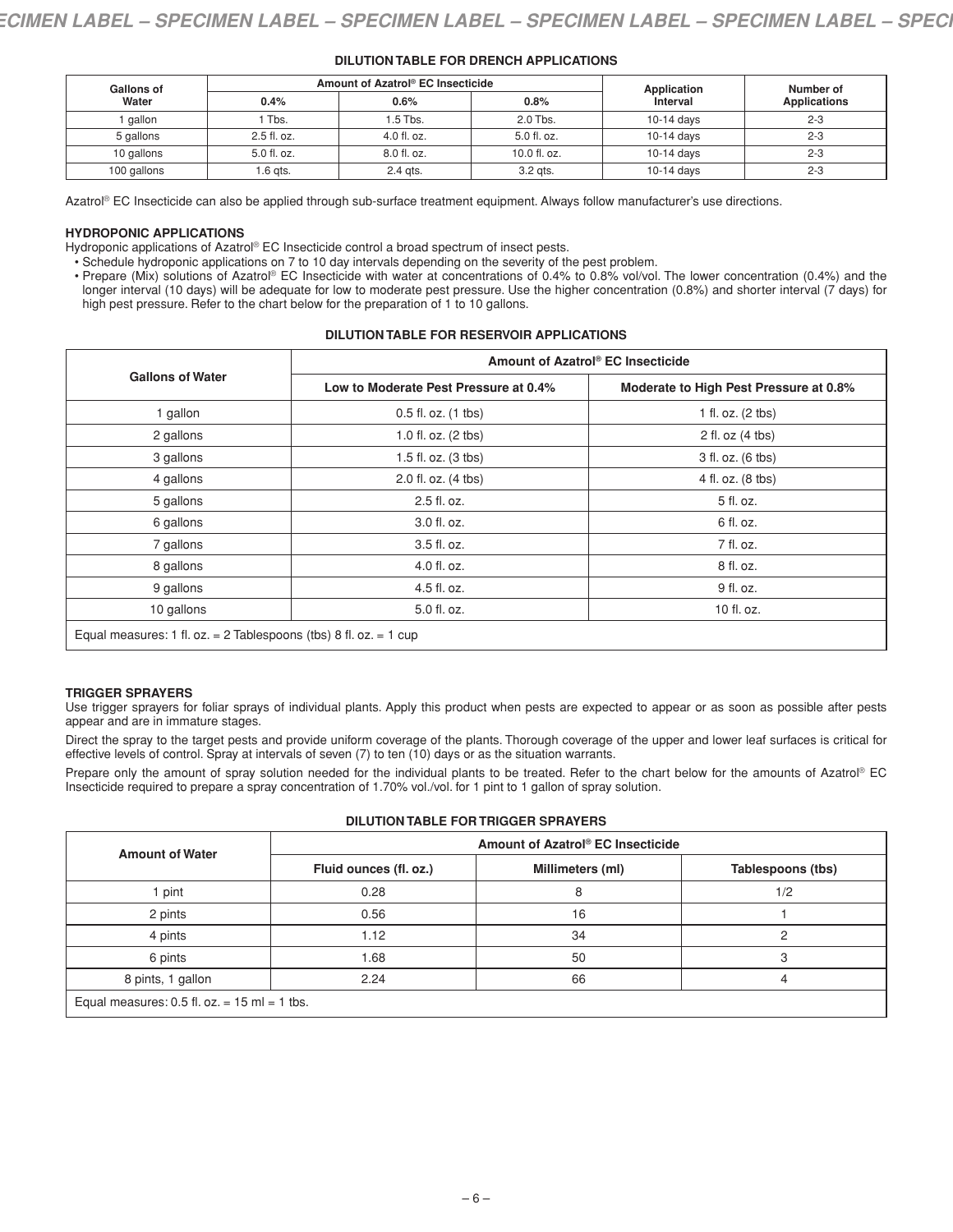**DILUTION TABLE FOR DRENCH APPLICATIONS**

| Gallons of Water | Amount of Azatrol® EC Insecticide | | | Application Interval | Number of Applications |
|---|---|---|---|---|---|
| | 0.4% | 0.6% | 0.8% | | |
| 1 gallon | 1 Tbs. | 1.5 Tbs. | 2.0 Tbs. | 10-14 days | 2-3 |
| 5 gallons | 2.5 fl. oz. | 4.0 fl. oz. | 5.0 fl. oz. | 10-14 days | 2-3 |
| 10 gallons | 5.0 fl. oz. | 8.0 fl. oz. | 10.0 fl. oz. | 10-14 days | 2-3 |
| 100 gallons | 1.6 qts. | 2.4 qts. | 3.2 qts. | 10-14 days | 2-3 |

Azatrol® EC Insecticide can also be applied through sub-surface treatment equipment. Always follow manufacturer's use directions.

**HYDROPONIC APPLICATIONS**

Hydroponic applications of Azatrol® EC Insecticide control a broad spectrum of insect pests.

- Schedule hydroponic applications on 7 to 10 day intervals depending on the severity of the pest problem.
- Prepare (Mix) solutions of Azatrol® EC Insecticide with water at concentrations of 0.4% to 0.8% vol/vol. The lower concentration (0.4%) and the longer interval (10 days) will be adequate for low to moderate pest pressure. Use the higher concentration (0.8%) and shorter interval (7 days) for high pest pressure. Refer to the chart below for the preparation of 1 to 10 gallons.

**DILUTION TABLE FOR RESERVOIR APPLICATIONS**

| Gallons of Water | Amount of Azatrol® EC Insecticide | |
|---|---|---|
| | Low to Moderate Pest Pressure at 0.4% | Moderate to High Pest Pressure at 0.8% |
| 1 gallon | 0.5 fl. oz. (1 tbs) | 1 fl. oz. (2 tbs) |
| 2 gallons | 1.0 fl. oz. (2 tbs) | 2 fl. oz (4 tbs) |
| 3 gallons | 1.5 fl. oz. (3 tbs) | 3 fl. oz. (6 tbs) |
| 4 gallons | 2.0 fl. oz. (4 tbs) | 4 fl. oz. (8 tbs) |
| 5 gallons | 2.5 fl. oz. | 5 fl. oz. |
| 6 gallons | 3.0 fl. oz. | 6 fl. oz. |
| 7 gallons | 3.5 fl. oz. | 7 fl. oz. |
| 8 gallons | 4.0 fl. oz. | 8 fl. oz. |
| 9 gallons | 4.5 fl. oz. | 9 fl. oz. |
| 10 gallons | 5.0 fl. oz. | 10 fl. oz. |
| Equal measures: 1 fl. oz. = 2 Tablespoons (tbs) 8 fl. oz. = 1 cup | | |

**TRIGGER SPRAYERS**

Use trigger sprayers for foliar sprays of individual plants. Apply this product when pests are expected to appear or as soon as possible after pests appear and are in immature stages.

Direct the spray to the target pests and provide uniform coverage of the plants. Thorough coverage of the upper and lower leaf surfaces is critical for effective levels of control. Spray at intervals of seven (7) to ten (10) days or as the situation warrants.

Prepare only the amount of spray solution needed for the individual plants to be treated. Refer to the chart below for the amounts of Azatrol® EC Insecticide required to prepare a spray concentration of 1.70% vol./vol. for 1 pint to 1 gallon of spray solution.

**DILUTION TABLE FOR TRIGGER SPRAYERS**

| Amount of Water | Amount of Azatrol® EC Insecticide | | |
|---|---|---|---|
| | Fluid ounces (fl. oz.) | Millimeters (ml) | Tablespoons (tbs) |
| 1 pint | 0.28 | 8 | 1/2 |
| 2 pints | 0.56 | 16 | 1 |
| 4 pints | 1.12 | 34 | 2 |
| 6 pints | 1.68 | 50 | 3 |
| 8 pints, 1 gallon | 2.24 | 66 | 4 |
| Equal measures: 0.5 fl. oz. = 15 ml = 1 tbs. | | | |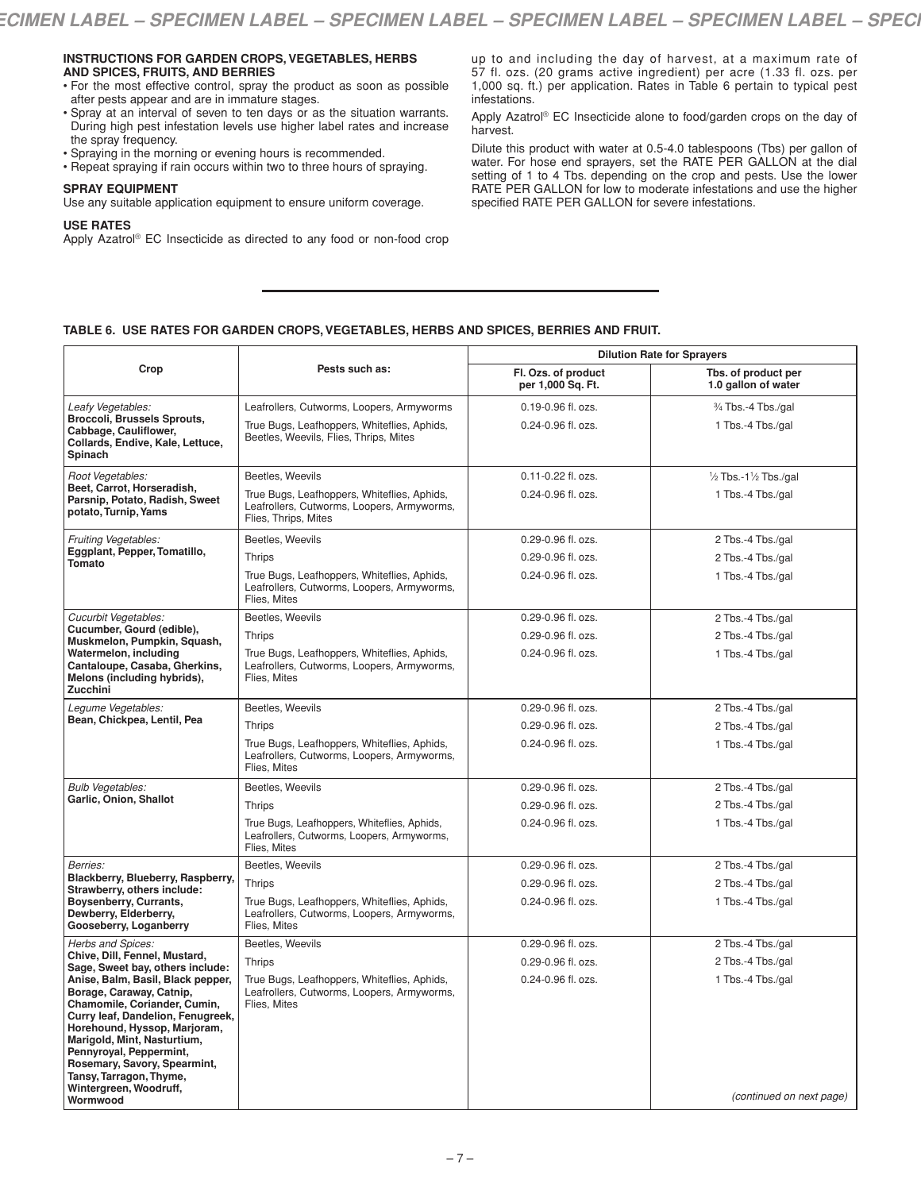#### INSTRUCTIONS FOR GARDEN CROPS, VEGETABLES, HERBS AND SPICES, FRUITS, AND BERRIES

- For the most effective control, spray the product as soon as possible after pests appear and are in immature stages.
- Spray at an interval of seven to ten days or as the situation warrants. During high pest infestation levels use higher label rates and increase the spray frequency.
- Spraying in the morning or evening hours is recommended.
- Repeat spraying if rain occurs within two to three hours of spraying.

#### SPRAY EQUIPMENT

Use any suitable application equipment to ensure uniform coverage.

#### USE RATES

Apply Azatrol® EC Insecticide as directed to any food or non-food crop up to and including the day of harvest, at a maximum rate of 57 fl. ozs. (20 grams active ingredient) per acre (1.33 fl. ozs. per 1,000 sq. ft.) per application. Rates in Table 6 pertain to typical pest infestations.

Apply Azatrol® EC Insecticide alone to food/garden crops on the day of harvest.

Dilute this product with water at 0.5-4.0 tablespoons (Tbs) per gallon of water. For hose end sprayers, set the RATE PER GALLON at the dial setting of 1 to 4 Tbs. depending on the crop and pests. Use the lower RATE PER GALLON for low to moderate infestations and use the higher specified RATE PER GALLON for severe infestations.

**TABLE 6. USE RATES FOR GARDEN CROPS, VEGETABLES, HERBS AND SPICES, BERRIES AND FRUIT.**

| Crop | Pests such as: | Dilution Rate for Sprayers | |
|---|---|---|---|
| | | Fl. Ozs. of product per 1,000 Sq. Ft. | Tbs. of product per 1.0 gallon of water |
| *Leafy Vegetables:* **Broccoli, Brussels Sprouts, Cabbage, Cauliflower, Collards, Endive, Kale, Lettuce, Spinach** | Leafrollers, Cutworms, Loopers, Armyworms | 0.19-0.96 fl. ozs. | ¾ Tbs.-4 Tbs./gal |
| | True Bugs, Leafhoppers, Whiteflies, Aphids, Beetles, Weevils, Flies, Thrips, Mites | 0.24-0.96 fl. ozs. | 1 Tbs.-4 Tbs./gal |
| *Root Vegetables:* **Beet, Carrot, Horseradish, Parsnip, Potato, Radish, Sweet potato, Turnip, Yams** | Beetles, Weevils | 0.11-0.22 fl. ozs. | ½ Tbs.-1½ Tbs./gal |
| | True Bugs, Leafhoppers, Whiteflies, Aphids, Leafrollers, Cutworms, Loopers, Armyworms, Flies, Thrips, Mites | 0.24-0.96 fl. ozs. | 1 Tbs.-4 Tbs./gal |
| *Fruiting Vegetables:* **Eggplant, Pepper, Tomatillo, Tomato** | Beetles, Weevils | 0.29-0.96 fl. ozs. | 2 Tbs.-4 Tbs./gal |
| | Thrips | 0.29-0.96 fl. ozs. | 2 Tbs.-4 Tbs./gal |
| | True Bugs, Leafhoppers, Whiteflies, Aphids, Leafrollers, Cutworms, Loopers, Armyworms, Flies, Mites | 0.24-0.96 fl. ozs. | 1 Tbs.-4 Tbs./gal |
| *Cucurbit Vegetables:* **Cucumber, Gourd (edible), Muskmelon, Pumpkin, Squash, Watermelon, including Cantaloupe, Casaba, Gherkins, Melons (including hybrids), Zucchini** | Beetles, Weevils | 0.29-0.96 fl. ozs. | 2 Tbs.-4 Tbs./gal |
| | Thrips | 0.29-0.96 fl. ozs. | 2 Tbs.-4 Tbs./gal |
| | True Bugs, Leafhoppers, Whiteflies, Aphids, Leafrollers, Cutworms, Loopers, Armyworms, Flies, Mites | 0.24-0.96 fl. ozs. | 1 Tbs.-4 Tbs./gal |
| *Legume Vegetables:* **Bean, Chickpea, Lentil, Pea** | Beetles, Weevils | 0.29-0.96 fl. ozs. | 2 Tbs.-4 Tbs./gal |
| | Thrips | 0.29-0.96 fl. ozs. | 2 Tbs.-4 Tbs./gal |
| | True Bugs, Leafhoppers, Whiteflies, Aphids, Leafrollers, Cutworms, Loopers, Armyworms, Flies, Mites | 0.24-0.96 fl. ozs. | 1 Tbs.-4 Tbs./gal |
| *Bulb Vegetables:* **Garlic, Onion, Shallot** | Beetles, Weevils | 0.29-0.96 fl. ozs. | 2 Tbs.-4 Tbs./gal |
| | Thrips | 0.29-0.96 fl. ozs. | 2 Tbs.-4 Tbs./gal |
| | True Bugs, Leafhoppers, Whiteflies, Aphids, Leafrollers, Cutworms, Loopers, Armyworms, Flies, Mites | 0.24-0.96 fl. ozs. | 1 Tbs.-4 Tbs./gal |
| *Berries:* **Blackberry, Blueberry, Raspberry, Strawberry, others include: Boysenberry, Currants, Dewberry, Elderberry, Gooseberry, Loganberry** | Beetles, Weevils | 0.29-0.96 fl. ozs. | 2 Tbs.-4 Tbs./gal |
| | Thrips | 0.29-0.96 fl. ozs. | 2 Tbs.-4 Tbs./gal |
| | True Bugs, Leafhoppers, Whiteflies, Aphids, Leafrollers, Cutworms, Loopers, Armyworms, Flies, Mites | 0.24-0.96 fl. ozs. | 1 Tbs.-4 Tbs./gal |
| *Herbs and Spices:* **Chive, Dill, Fennel, Mustard, Sage, Sweet bay, others include: Anise, Balm, Basil, Black pepper, Borage, Caraway, Catnip, Chamomile, Coriander, Cumin, Curry leaf, Dandelion, Fenugreek, Horehound, Hyssop, Marjoram, Marigold, Mint, Nasturtium, Pennyroyal, Peppermint, Rosemary, Savory, Spearmint, Tansy, Tarragon, Thyme, Wintergreen, Woodruff, Wormwood** | Beetles, Weevils | 0.29-0.96 fl. ozs. | 2 Tbs.-4 Tbs./gal |
| | Thrips | 0.29-0.96 fl. ozs. | 2 Tbs.-4 Tbs./gal |
| | True Bugs, Leafhoppers, Whiteflies, Aphids, Leafrollers, Cutworms, Loopers, Armyworms, Flies, Mites | 0.24-0.96 fl. ozs. | 1 Tbs.-4 Tbs./gal |

*(continued on next page)*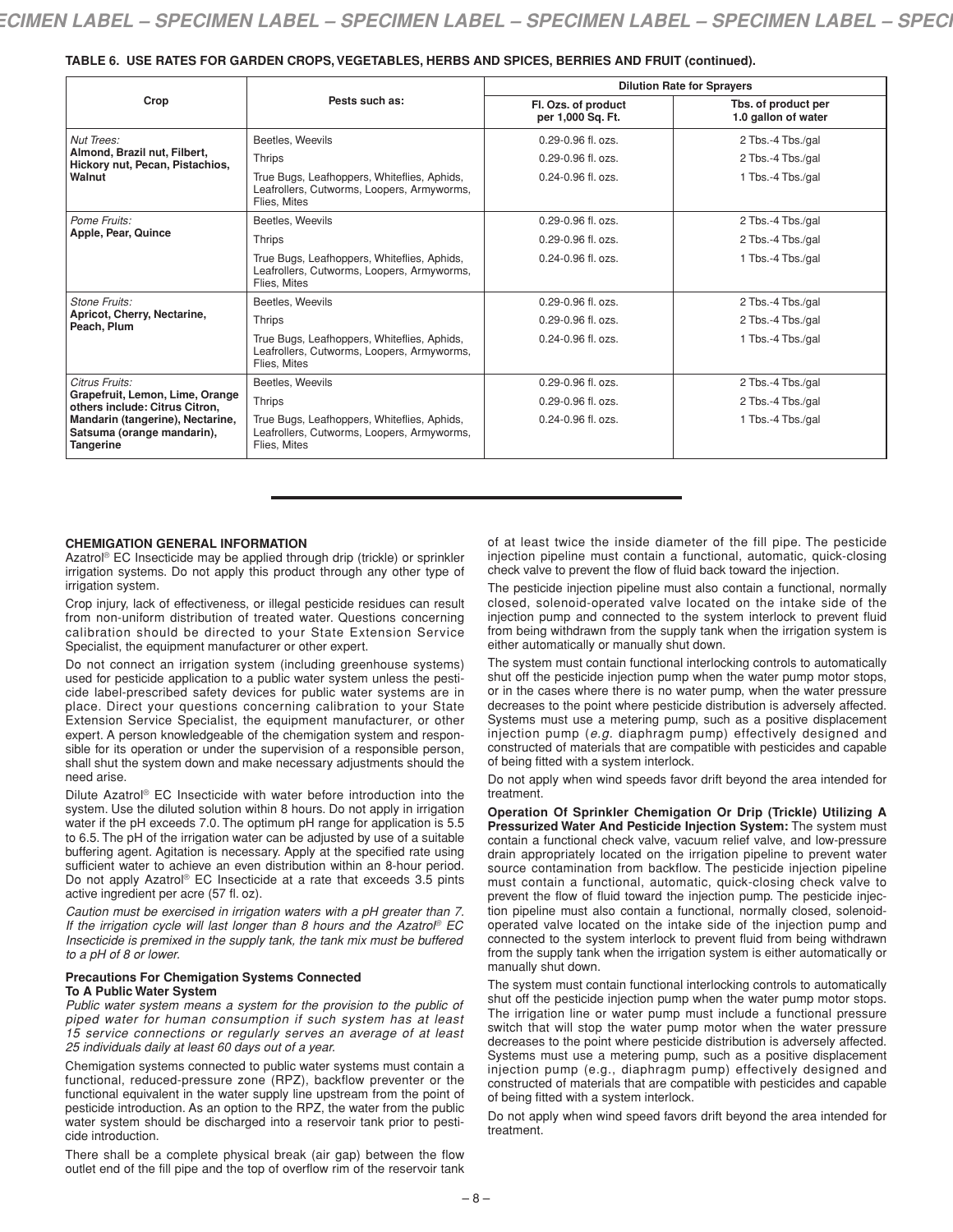**TABLE 6. USE RATES FOR GARDEN CROPS, VEGETABLES, HERBS AND SPICES, BERRIES AND FRUIT (continued).**

| Crop | Pests such as: | Dilution Rate for Sprayers | |
|---|---|---|---|
| | | Fl. Ozs. of product per 1,000 Sq. Ft. | Tbs. of product per 1.0 gallon of water |
| *Nut Trees:* **Almond, Brazil nut, Filbert, Hickory nut, Pecan, Pistachios, Walnut** | Beetles, Weevils | 0.29-0.96 fl. ozs. | 2 Tbs.-4 Tbs./gal |
| | Thrips | 0.29-0.96 fl. ozs. | 2 Tbs.-4 Tbs./gal |
| | True Bugs, Leafhoppers, Whiteflies, Aphids, Leafrollers, Cutworms, Loopers, Armyworms, Flies, Mites | 0.24-0.96 fl. ozs. | 1 Tbs.-4 Tbs./gal |
| *Pome Fruits:* **Apple, Pear, Quince** | Beetles, Weevils | 0.29-0.96 fl. ozs. | 2 Tbs.-4 Tbs./gal |
| | Thrips | 0.29-0.96 fl. ozs. | 2 Tbs.-4 Tbs./gal |
| | True Bugs, Leafhoppers, Whiteflies, Aphids, Leafrollers, Cutworms, Loopers, Armyworms, Flies, Mites | 0.24-0.96 fl. ozs. | 1 Tbs.-4 Tbs./gal |
| *Stone Fruits:* **Apricot, Cherry, Nectarine, Peach, Plum** | Beetles, Weevils | 0.29-0.96 fl. ozs. | 2 Tbs.-4 Tbs./gal |
| | Thrips | 0.29-0.96 fl. ozs. | 2 Tbs.-4 Tbs./gal |
| | True Bugs, Leafhoppers, Whiteflies, Aphids, Leafrollers, Cutworms, Loopers, Armyworms, Flies, Mites | 0.24-0.96 fl. ozs. | 1 Tbs.-4 Tbs./gal |
| *Citrus Fruits:* **Grapefruit, Lemon, Lime, Orange others include: Citrus Citron, Mandarin (tangerine), Nectarine, Satsuma (orange mandarin), Tangerine** | Beetles, Weevils | 0.29-0.96 fl. ozs. | 2 Tbs.-4 Tbs./gal |
| | Thrips | 0.29-0.96 fl. ozs. | 2 Tbs.-4 Tbs./gal |
| | True Bugs, Leafhoppers, Whiteflies, Aphids, Leafrollers, Cutworms, Loopers, Armyworms, Flies, Mites | 0.24-0.96 fl. ozs. | 1 Tbs.-4 Tbs./gal |

**CHEMIGATION GENERAL INFORMATION**

Azatrol® EC Insecticide may be applied through drip (trickle) or sprinkler irrigation systems. Do not apply this product through any other type of irrigation system.

Crop injury, lack of effectiveness, or illegal pesticide residues can result from non-uniform distribution of treated water. Questions concerning calibration should be directed to your State Extension Service Specialist, the equipment manufacturer or other expert.

Do not connect an irrigation system (including greenhouse systems) used for pesticide application to a public water system unless the pesticide label-prescribed safety devices for public water systems are in place. Direct your questions concerning calibration to your State Extension Service Specialist, the equipment manufacturer, or other expert. A person knowledgeable of the chemigation system and responsible for its operation or under the supervision of a responsible person, shall shut the system down and make necessary adjustments should the need arise.

Dilute Azatrol® EC Insecticide with water before introduction into the system. Use the diluted solution within 8 hours. Do not apply in irrigation water if the pH exceeds 7.0. The optimum pH range for application is 5.5 to 6.5. The pH of the irrigation water can be adjusted by use of a suitable buffering agent. Agitation is necessary. Apply at the specified rate using sufficient water to achieve an even distribution within an 8-hour period. Do not apply Azatrol® EC Insecticide at a rate that exceeds 3.5 pints active ingredient per acre (57 fl. oz).

*Caution must be exercised in irrigation waters with a pH greater than 7. If the irrigation cycle will last longer than 8 hours and the Azatrol® EC Insecticide is premixed in the supply tank, the tank mix must be buffered to a pH of 8 or lower.*

**Precautions For Chemigation Systems Connected To A Public Water System**

*Public water system means a system for the provision to the public of piped water for human consumption if such system has at least 15 service connections or regularly serves an average of at least 25 individuals daily at least 60 days out of a year.*

Chemigation systems connected to public water systems must contain a functional, reduced-pressure zone (RPZ), backflow preventer or the functional equivalent in the water supply line upstream from the point of pesticide introduction. As an option to the RPZ, the water from the public water system should be discharged into a reservoir tank prior to pesticide introduction.

There shall be a complete physical break (air gap) between the flow outlet end of the fill pipe and the top of overflow rim of the reservoir tank of at least twice the inside diameter of the fill pipe. The pesticide injection pipeline must contain a functional, automatic, quick-closing check valve to prevent the flow of fluid back toward the injection.

The pesticide injection pipeline must also contain a functional, normally closed, solenoid-operated valve located on the intake side of the injection pump and connected to the system interlock to prevent fluid from being withdrawn from the supply tank when the irrigation system is either automatically or manually shut down.

The system must contain functional interlocking controls to automatically shut off the pesticide injection pump when the water pump motor stops, or in the cases where there is no water pump, when the water pressure decreases to the point where pesticide distribution is adversely affected. Systems must use a metering pump, such as a positive displacement injection pump (*e.g.* diaphragm pump) effectively designed and constructed of materials that are compatible with pesticides and capable of being fitted with a system interlock.

Do not apply when wind speeds favor drift beyond the area intended for treatment.

**Operation Of Sprinkler Chemigation Or Drip (Trickle) Utilizing A Pressurized Water And Pesticide Injection System:** The system must contain a functional check valve, vacuum relief valve, and low-pressure drain appropriately located on the irrigation pipeline to prevent water source contamination from backflow. The pesticide injection pipeline must contain a functional, automatic, quick-closing check valve to prevent the flow of fluid toward the injection pump. The pesticide injection pipeline must also contain a functional, normally closed, solenoid-operated valve located on the intake side of the injection pump and connected to the system interlock to prevent fluid from being withdrawn from the supply tank when the irrigation system is either automatically or manually shut down.

The system must contain functional interlocking controls to automatically shut off the pesticide injection pump when the water pump motor stops. The irrigation line or water pump must include a functional pressure switch that will stop the water pump motor when the water pressure decreases to the point where pesticide distribution is adversely affected. Systems must use a metering pump, such as a positive displacement injection pump (e.g., diaphragm pump) effectively designed and constructed of materials that are compatible with pesticides and capable of being fitted with a system interlock.

Do not apply when wind speed favors drift beyond the area intended for treatment.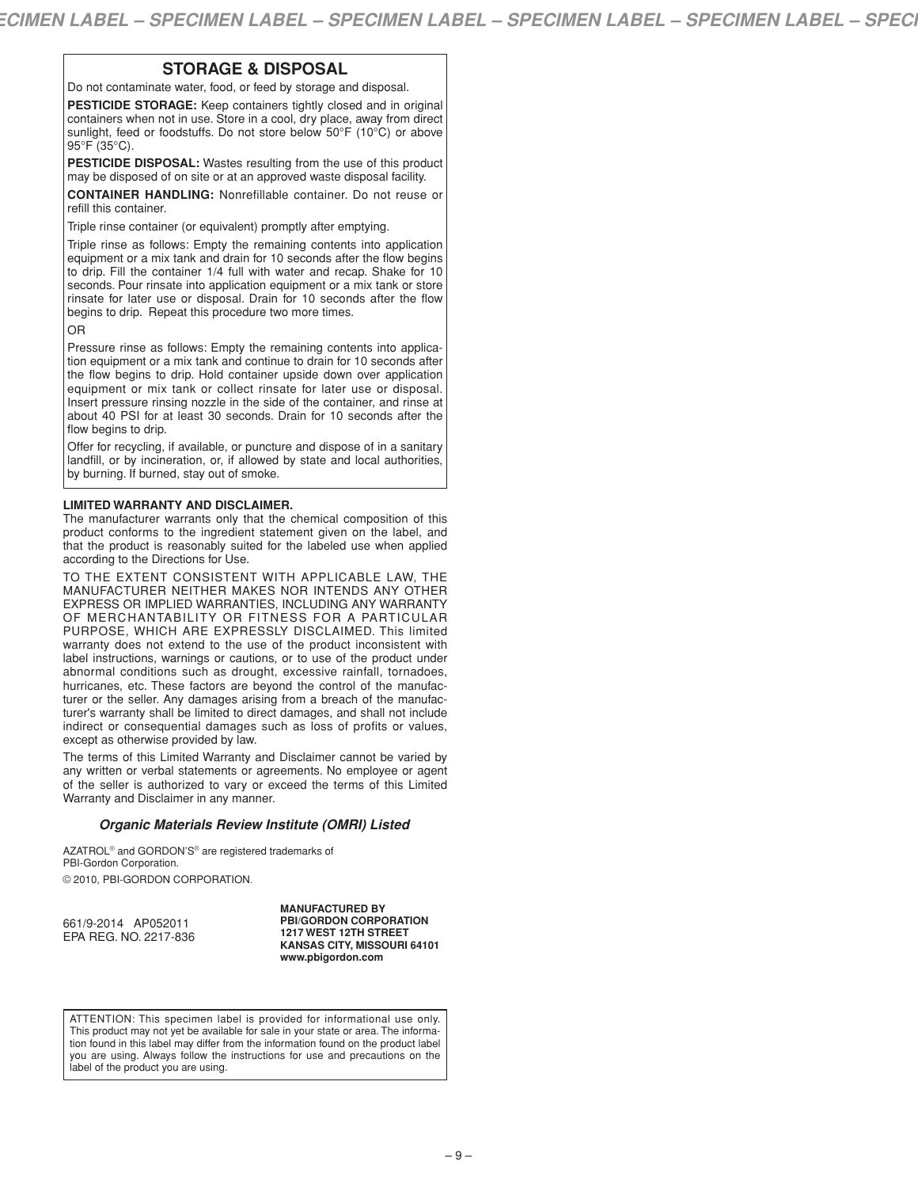## STORAGE & DISPOSAL

Do not contaminate water, food, or feed by storage and disposal.

**PESTICIDE STORAGE:** Keep containers tightly closed and in original containers when not in use. Store in a cool, dry place, away from direct sunlight, feed or foodstuffs. Do not store below 50°F (10°C) or above 95°F (35°C).

**PESTICIDE DISPOSAL:** Wastes resulting from the use of this product may be disposed of on site or at an approved waste disposal facility.

**CONTAINER HANDLING:** Nonrefillable container. Do not reuse or refill this container.

Triple rinse container (or equivalent) promptly after emptying.

Triple rinse as follows: Empty the remaining contents into application equipment or a mix tank and drain for 10 seconds after the flow begins to drip. Fill the container 1/4 full with water and recap. Shake for 10 seconds. Pour rinsate into application equipment or a mix tank or store rinsate for later use or disposal. Drain for 10 seconds after the flow begins to drip. Repeat this procedure two more times.

OR

Pressure rinse as follows: Empty the remaining contents into application equipment or a mix tank and continue to drain for 10 seconds after the flow begins to drip. Hold container upside down over application equipment or mix tank or collect rinsate for later use or disposal. Insert pressure rinsing nozzle in the side of the container, and rinse at about 40 PSI for at least 30 seconds. Drain for 10 seconds after the flow begins to drip.

Offer for recycling, if available, or puncture and dispose of in a sanitary landfill, or by incineration, or, if allowed by state and local authorities, by burning. If burned, stay out of smoke.

**LIMITED WARRANTY AND DISCLAIMER.**

The manufacturer warrants only that the chemical composition of this product conforms to the ingredient statement given on the label, and that the product is reasonably suited for the labeled use when applied according to the Directions for Use.

TO THE EXTENT CONSISTENT WITH APPLICABLE LAW, THE MANUFACTURER NEITHER MAKES NOR INTENDS ANY OTHER EXPRESS OR IMPLIED WARRANTIES, INCLUDING ANY WARRANTY OF MERCHANTABILITY OR FITNESS FOR A PARTICULAR PURPOSE, WHICH ARE EXPRESSLY DISCLAIMED. This limited warranty does not extend to the use of the product inconsistent with label instructions, warnings or cautions, or to use of the product under abnormal conditions such as drought, excessive rainfall, tornadoes, hurricanes, etc. These factors are beyond the control of the manufacturer or the seller. Any damages arising from a breach of the manufacturer's warranty shall be limited to direct damages, and shall not include indirect or consequential damages such as loss of profits or values, except as otherwise provided by law.

The terms of this Limited Warranty and Disclaimer cannot be varied by any written or verbal statements or agreements. No employee or agent of the seller is authorized to vary or exceed the terms of this Limited Warranty and Disclaimer in any manner.

***Organic Materials Review Institute (OMRI) Listed***

AZATROL® and GORDON'S® are registered trademarks of PBI-Gordon Corporation.

© 2010, PBI-GORDON CORPORATION.

661/9-2014 AP052011
EPA REG. NO. 2217-836

**MANUFACTURED BY**
**PBI/GORDON CORPORATION**
**1217 WEST 12TH STREET**
**KANSAS CITY, MISSOURI 64101**
**www.pbigordon.com**

ATTENTION: This specimen label is provided for informational use only. This product may not yet be available for sale in your state or area. The information found in this label may differ from the information found on the product label you are using. Always follow the instructions for use and precautions on the label of the product you are using.